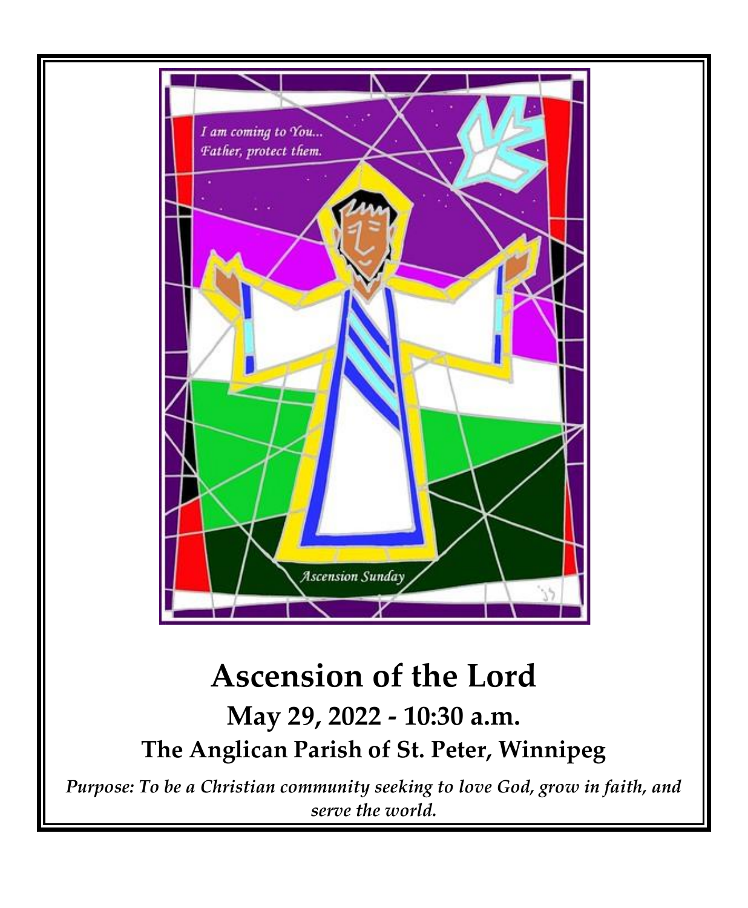# Ascension of the Lord

## May 29, 2022 - 10:30 a.m.

## The Anglican Parish of St. Peter, Winnipeg

*Purpose: To be a Christian community seeking to love God, grow in faith, and serve the world.*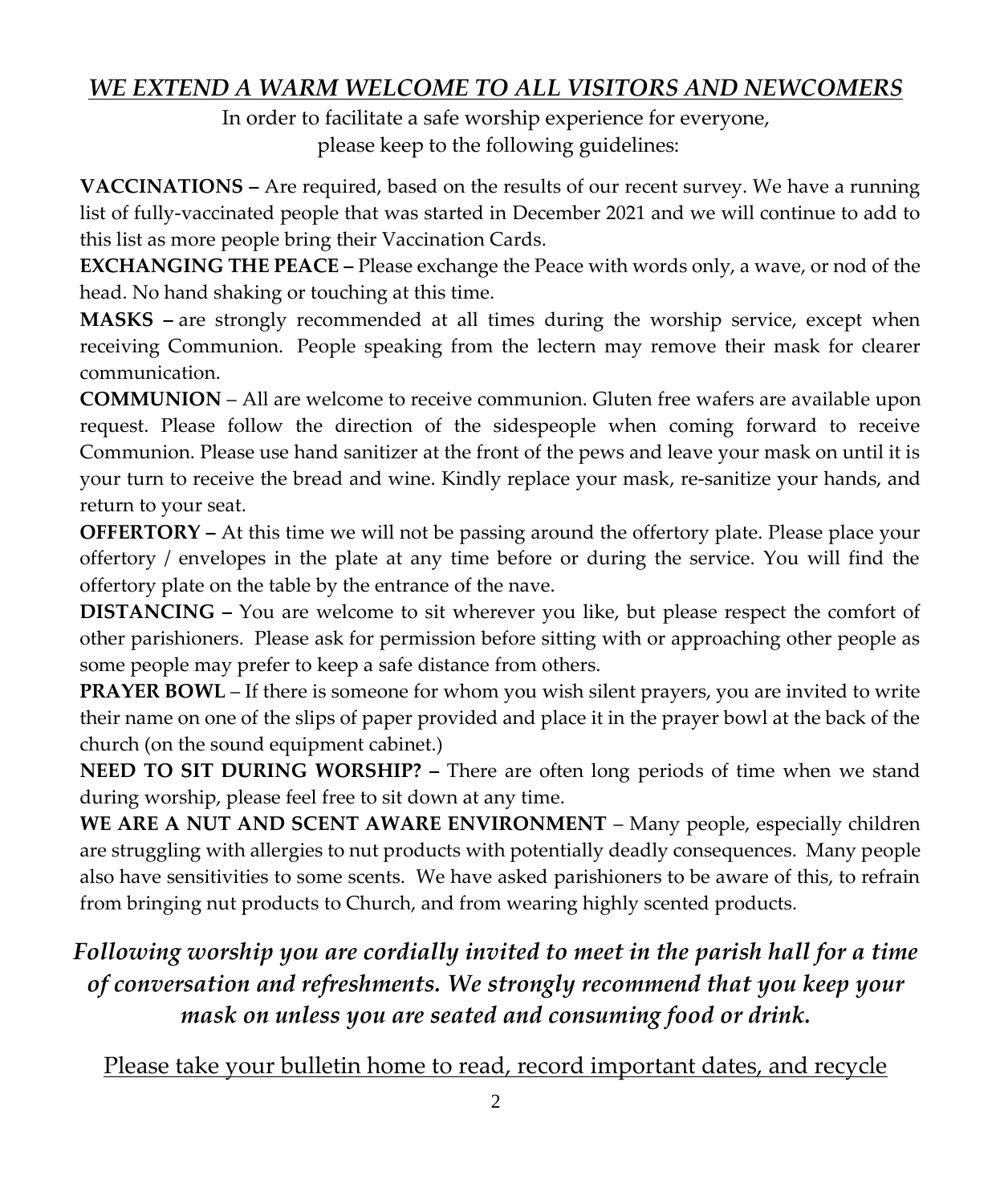## ***WE EXTEND A WARM WELCOME TO ALL VISITORS AND NEWCOMERS***

In order to facilitate a safe worship experience for everyone,
please keep to the following guidelines:

**VACCINATIONS –** Are required, based on the results of our recent survey. We have a running list of fully-vaccinated people that was started in December 2021 and we will continue to add to this list as more people bring their Vaccination Cards.

**EXCHANGING THE PEACE –** Please exchange the Peace with words only, a wave, or nod of the head. No hand shaking or touching at this time.

**MASKS –** are strongly recommended at all times during the worship service, except when receiving Communion. People speaking from the lectern may remove their mask for clearer communication.

**COMMUNION** – All are welcome to receive communion. Gluten free wafers are available upon request. Please follow the direction of the sidespeople when coming forward to receive Communion. Please use hand sanitizer at the front of the pews and leave your mask on until it is your turn to receive the bread and wine. Kindly replace your mask, re-sanitize your hands, and return to your seat.

**OFFERTORY –** At this time we will not be passing around the offertory plate. Please place your offertory / envelopes in the plate at any time before or during the service. You will find the offertory plate on the table by the entrance of the nave.

**DISTANCING –** You are welcome to sit wherever you like, but please respect the comfort of other parishioners. Please ask for permission before sitting with or approaching other people as some people may prefer to keep a safe distance from others.

**PRAYER BOWL** – If there is someone for whom you wish silent prayers, you are invited to write their name on one of the slips of paper provided and place it in the prayer bowl at the back of the church (on the sound equipment cabinet.)

**NEED TO SIT DURING WORSHIP? –** There are often long periods of time when we stand during worship, please feel free to sit down at any time.

**WE ARE A NUT AND SCENT AWARE ENVIRONMENT** – Many people, especially children are struggling with allergies to nut products with potentially deadly consequences. Many people also have sensitivities to some scents. We have asked parishioners to be aware of this, to refrain from bringing nut products to Church, and from wearing highly scented products.

***Following worship you are cordially invited to meet in the parish hall for a time of conversation and refreshments. We strongly recommend that you keep your mask on unless you are seated and consuming food or drink.***

Please take your bulletin home to read, record important dates, and recycle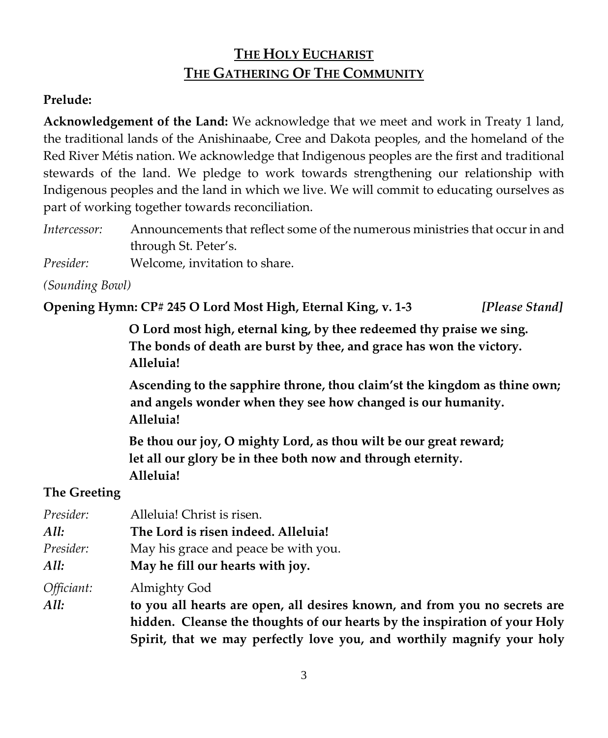# THE HOLY EUCHARIST
## THE GATHERING OF THE COMMUNITY

**Prelude:**

**Acknowledgement of the Land:** We acknowledge that we meet and work in Treaty 1 land, the traditional lands of the Anishinaabe, Cree and Dakota peoples, and the homeland of the Red River Métis nation. We acknowledge that Indigenous peoples are the first and traditional stewards of the land. We pledge to work towards strengthening our relationship with Indigenous peoples and the land in which we live. We will commit to educating ourselves as part of working together towards reconciliation.

*Intercessor:* Announcements that reflect some of the numerous ministries that occur in and through St. Peter's.

*Presider:* Welcome, invitation to share.

*(Sounding Bowl)*

**Opening Hymn: CP# 245 O Lord Most High, Eternal King, v. 1-3** ***[Please Stand]***

**O Lord most high, eternal king, by thee redeemed thy praise we sing.**
**The bonds of death are burst by thee, and grace has won the victory.**
**Alleluia!**

**Ascending to the sapphire throne, thou claim'st the kingdom as thine own;**
**and angels wonder when they see how changed is our humanity.**
**Alleluia!**

**Be thou our joy, O mighty Lord, as thou wilt be our great reward;**
**let all our glory be in thee both now and through eternity.**
**Alleluia!**

**The Greeting**

*Presider:* Alleluia! Christ is risen.

***All:*** **The Lord is risen indeed. Alleluia!**

*Presider:* May his grace and peace be with you.

***All:*** **May he fill our hearts with joy.**

*Officiant:* Almighty God

***All:*** **to you all hearts are open, all desires known, and from you no secrets are hidden. Cleanse the thoughts of our hearts by the inspiration of your Holy Spirit, that we may perfectly love you, and worthily magnify your holy**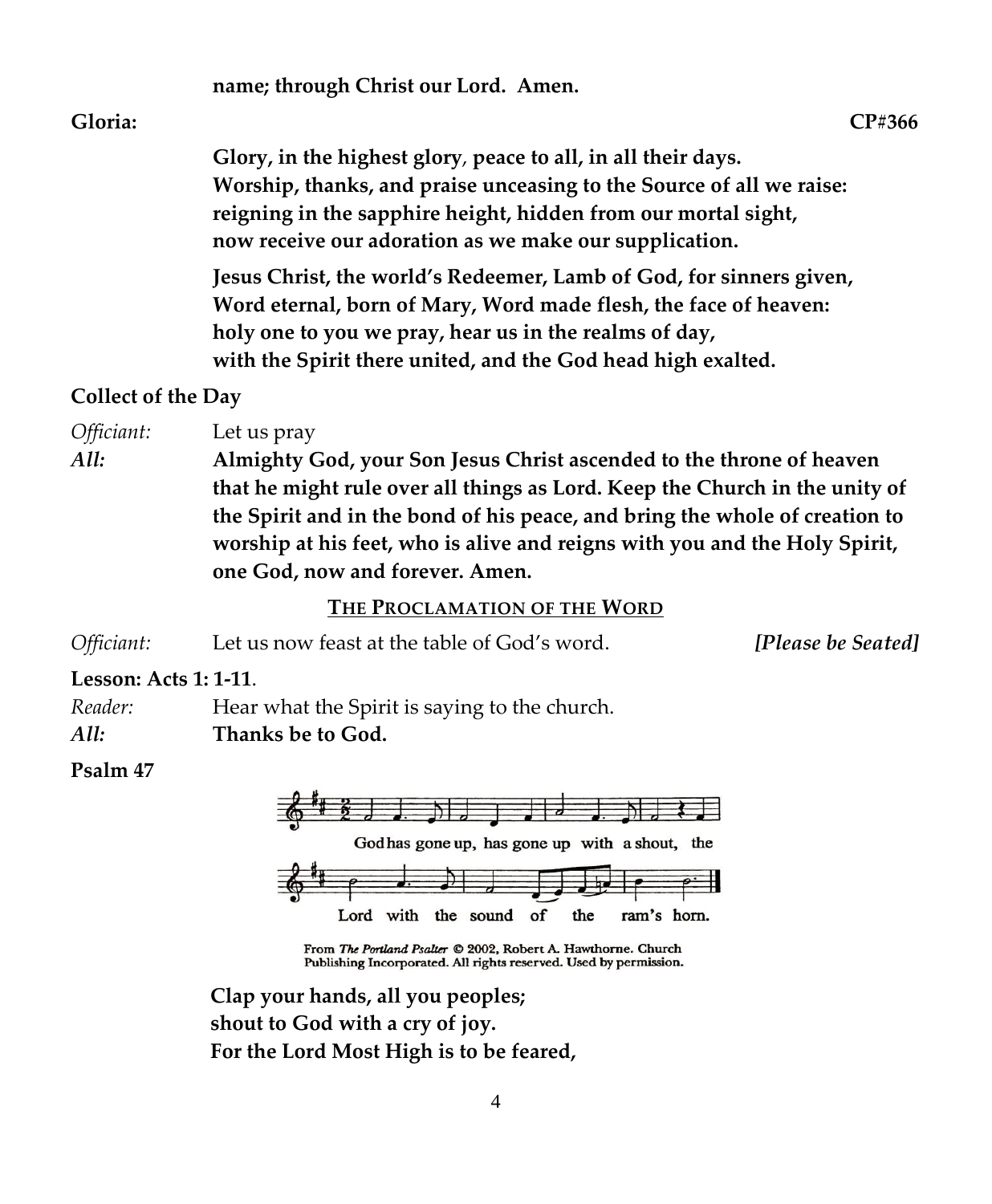**name; through Christ our Lord. Amen.**

**Gloria:** **CP#366**

**Glory, in the highest glory, peace to all, in all their days.**
**Worship, thanks, and praise unceasing to the Source of all we raise:**
**reigning in the sapphire height, hidden from our mortal sight,**
**now receive our adoration as we make our supplication.**

**Jesus Christ, the world's Redeemer, Lamb of God, for sinners given,**
**Word eternal, born of Mary, Word made flesh, the face of heaven:**
**holy one to you we pray, hear us in the realms of day,**
**with the Spirit there united, and the God head high exalted.**

**Collect of the Day**

*Officiant:* Let us pray

*All:* **Almighty God, your Son Jesus Christ ascended to the throne of heaven that he might rule over all things as Lord. Keep the Church in the unity of the Spirit and in the bond of his peace, and bring the whole of creation to worship at his feet, who is alive and reigns with you and the Holy Spirit, one God, now and forever. Amen.**

## THE PROCLAMATION OF THE WORD

*Officiant:* Let us now feast at the table of God's word. ***[Please be Seated]***

**Lesson: Acts 1: 1-11**.

*Reader:* Hear what the Spirit is saying to the church.

*All:* **Thanks be to God.**

**Psalm 47**

God has gone up, has gone up with a shout, the Lord with the sound of the ram's horn.

From *The Portland Psalter* © 2002, Robert A. Hawthorne. Church Publishing Incorporated. All rights reserved. Used by permission.

**Clap your hands, all you peoples;**
**shout to God with a cry of joy.**
**For the Lord Most High is to be feared,**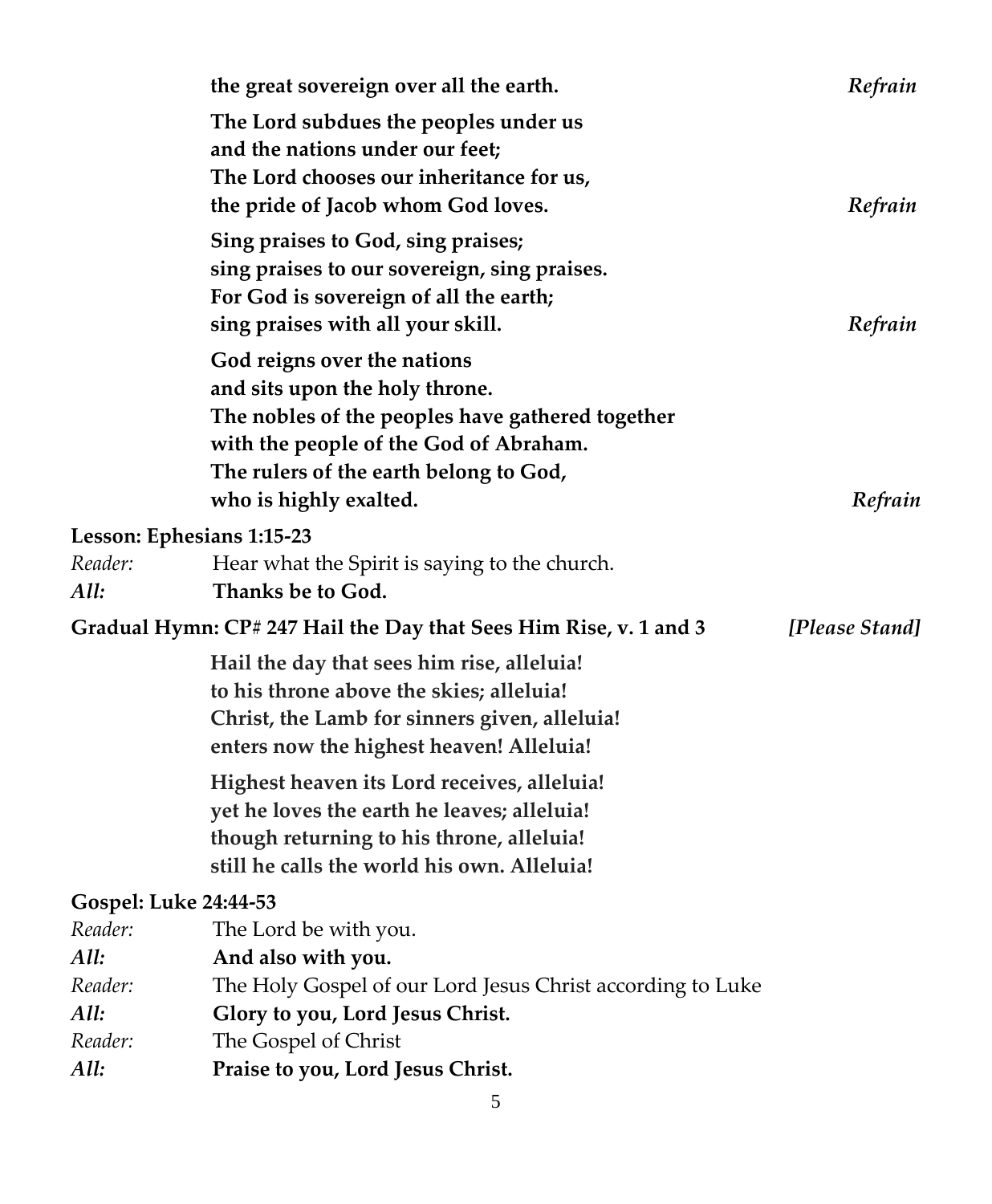**the great sovereign over all the earth.** *Refrain*

**The Lord subdues the peoples under us**
**and the nations under our feet;**
**The Lord chooses our inheritance for us,**
**the pride of Jacob whom God loves.** *Refrain*

**Sing praises to God, sing praises;**
**sing praises to our sovereign, sing praises.**
**For God is sovereign of all the earth;**
**sing praises with all your skill.** *Refrain*

**God reigns over the nations**
**and sits upon the holy throne.**
**The nobles of the peoples have gathered together**
**with the people of the God of Abraham.**
**The rulers of the earth belong to God,**
**who is highly exalted.** *Refrain*

**Lesson: Ephesians 1:15-23**

*Reader:* Hear what the Spirit is saying to the church.
*All:* **Thanks be to God.**

**Gradual Hymn: CP# 247 Hail the Day that Sees Him Rise, v. 1 and 3** *[Please Stand]*

**Hail the day that sees him rise, alleluia!**
**to his throne above the skies; alleluia!**
**Christ, the Lamb for sinners given, alleluia!**
**enters now the highest heaven! Alleluia!**

**Highest heaven its Lord receives, alleluia!**
**yet he loves the earth he leaves; alleluia!**
**though returning to his throne, alleluia!**
**still he calls the world his own. Alleluia!**

**Gospel: Luke 24:44-53**

*Reader:* The Lord be with you.
*All:* **And also with you.**
*Reader:* The Holy Gospel of our Lord Jesus Christ according to Luke
*All:* **Glory to you, Lord Jesus Christ.**
*Reader:* The Gospel of Christ
*All:* **Praise to you, Lord Jesus Christ.**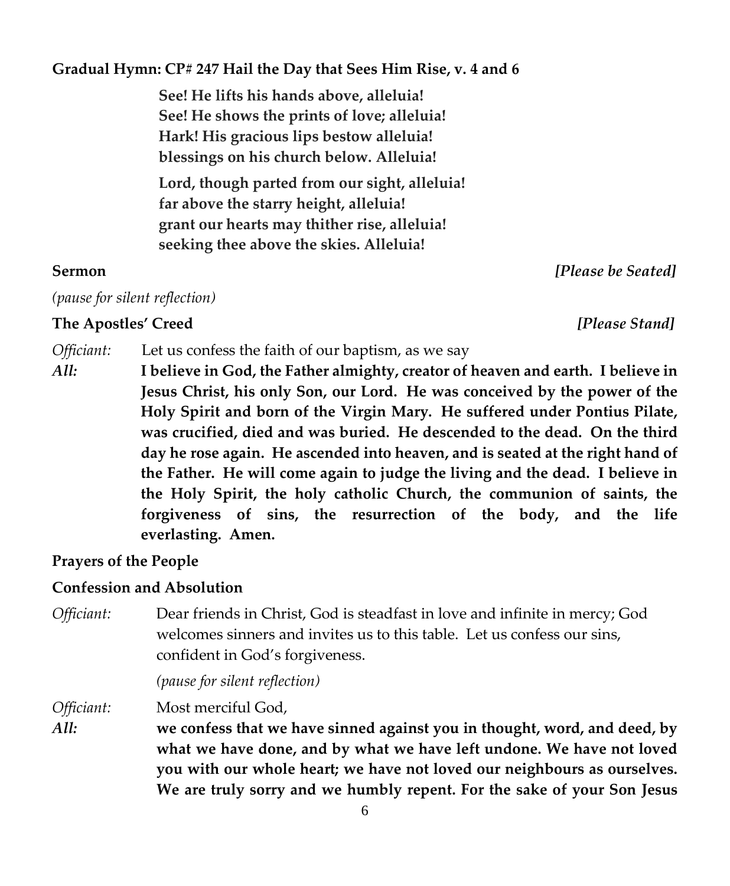**Gradual Hymn: CP# 247 Hail the Day that Sees Him Rise, v. 4 and 6**

**See! He lifts his hands above, alleluia!**
**See! He shows the prints of love; alleluia!**
**Hark! His gracious lips bestow alleluia!**
**blessings on his church below. Alleluia!**

**Lord, though parted from our sight, alleluia!**
**far above the starry height, alleluia!**
**grant our hearts may thither rise, alleluia!**
**seeking thee above the skies. Alleluia!**

**Sermon** ***[Please be Seated]***

*(pause for silent reflection)*

**The Apostles' Creed** ***[Please Stand]***

*Officiant:* Let us confess the faith of our baptism, as we say

*All:* **I believe in God, the Father almighty, creator of heaven and earth. I believe in Jesus Christ, his only Son, our Lord. He was conceived by the power of the Holy Spirit and born of the Virgin Mary. He suffered under Pontius Pilate, was crucified, died and was buried. He descended to the dead. On the third day he rose again. He ascended into heaven, and is seated at the right hand of the Father. He will come again to judge the living and the dead. I believe in the Holy Spirit, the holy catholic Church, the communion of saints, the forgiveness of sins, the resurrection of the body, and the life everlasting. Amen.**

**Prayers of the People**

**Confession and Absolution**

*Officiant:* Dear friends in Christ, God is steadfast in love and infinite in mercy; God welcomes sinners and invites us to this table. Let us confess our sins, confident in God's forgiveness.

*(pause for silent reflection)*

*Officiant:* Most merciful God,

*All:* **we confess that we have sinned against you in thought, word, and deed, by what we have done, and by what we have left undone. We have not loved you with our whole heart; we have not loved our neighbours as ourselves. We are truly sorry and we humbly repent. For the sake of your Son Jesus**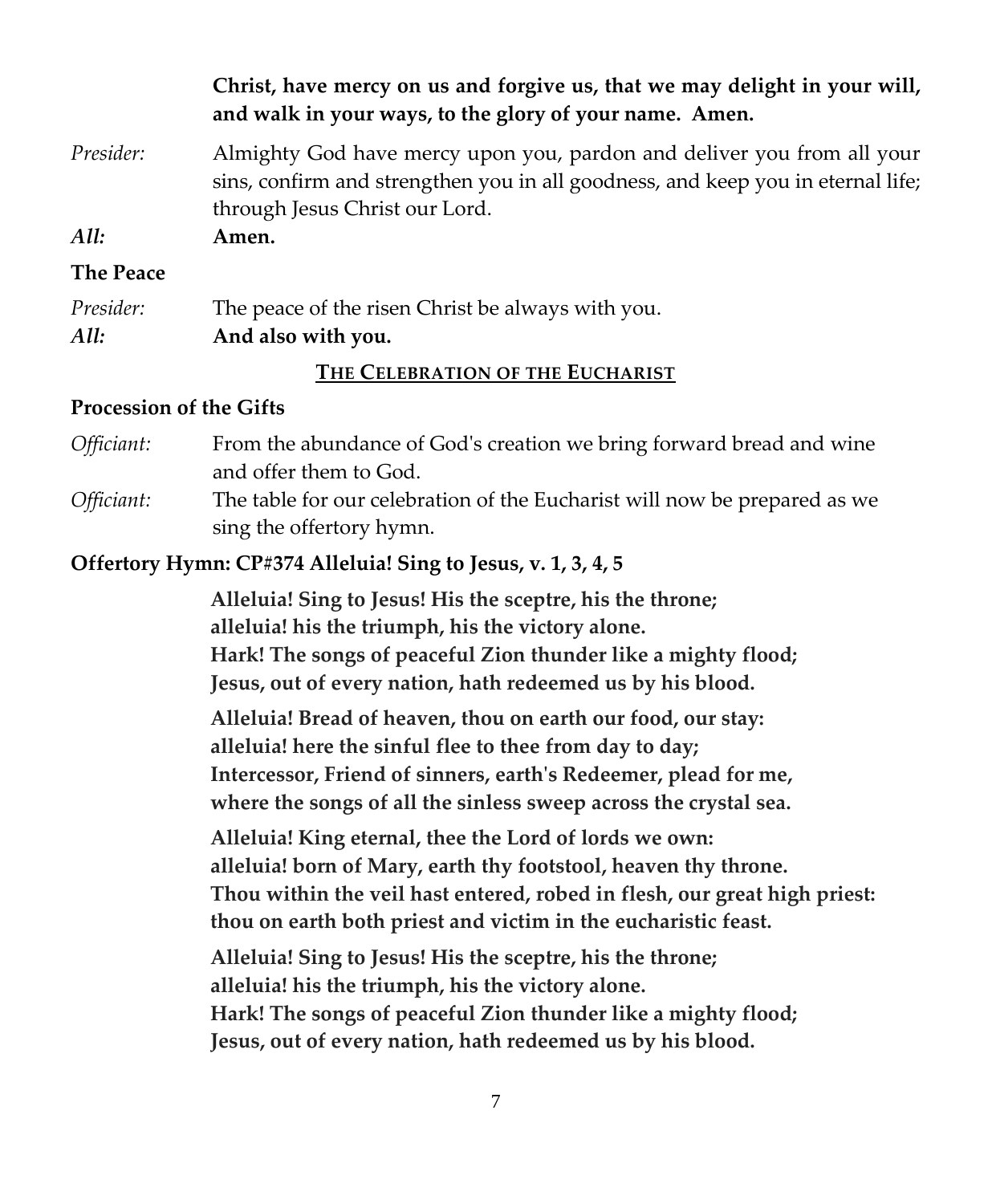**Christ, have mercy on us and forgive us, that we may delight in your will, and walk in your ways, to the glory of your name. Amen.**

*Presider:* Almighty God have mercy upon you, pardon and deliver you from all your sins, confirm and strengthen you in all goodness, and keep you in eternal life; through Jesus Christ our Lord.

***All:*** **Amen.**

**The Peace**

*Presider:* The peace of the risen Christ be always with you.

***All:*** **And also with you.**

## THE CELEBRATION OF THE EUCHARIST

**Procession of the Gifts**

*Officiant:* From the abundance of God's creation we bring forward bread and wine and offer them to God.

*Officiant:* The table for our celebration of the Eucharist will now be prepared as we sing the offertory hymn.

**Offertory Hymn: CP#374 Alleluia! Sing to Jesus, v. 1, 3, 4, 5**

**Alleluia! Sing to Jesus! His the sceptre, his the throne;**
**alleluia! his the triumph, his the victory alone.**
**Hark! The songs of peaceful Zion thunder like a mighty flood;**
**Jesus, out of every nation, hath redeemed us by his blood.**

**Alleluia! Bread of heaven, thou on earth our food, our stay:**
**alleluia! here the sinful flee to thee from day to day;**
**Intercessor, Friend of sinners, earth's Redeemer, plead for me,**
**where the songs of all the sinless sweep across the crystal sea.**

**Alleluia! King eternal, thee the Lord of lords we own:**
**alleluia! born of Mary, earth thy footstool, heaven thy throne.**
**Thou within the veil hast entered, robed in flesh, our great high priest:**
**thou on earth both priest and victim in the eucharistic feast.**

**Alleluia! Sing to Jesus! His the sceptre, his the throne;**
**alleluia! his the triumph, his the victory alone.**
**Hark! The songs of peaceful Zion thunder like a mighty flood;**
**Jesus, out of every nation, hath redeemed us by his blood.**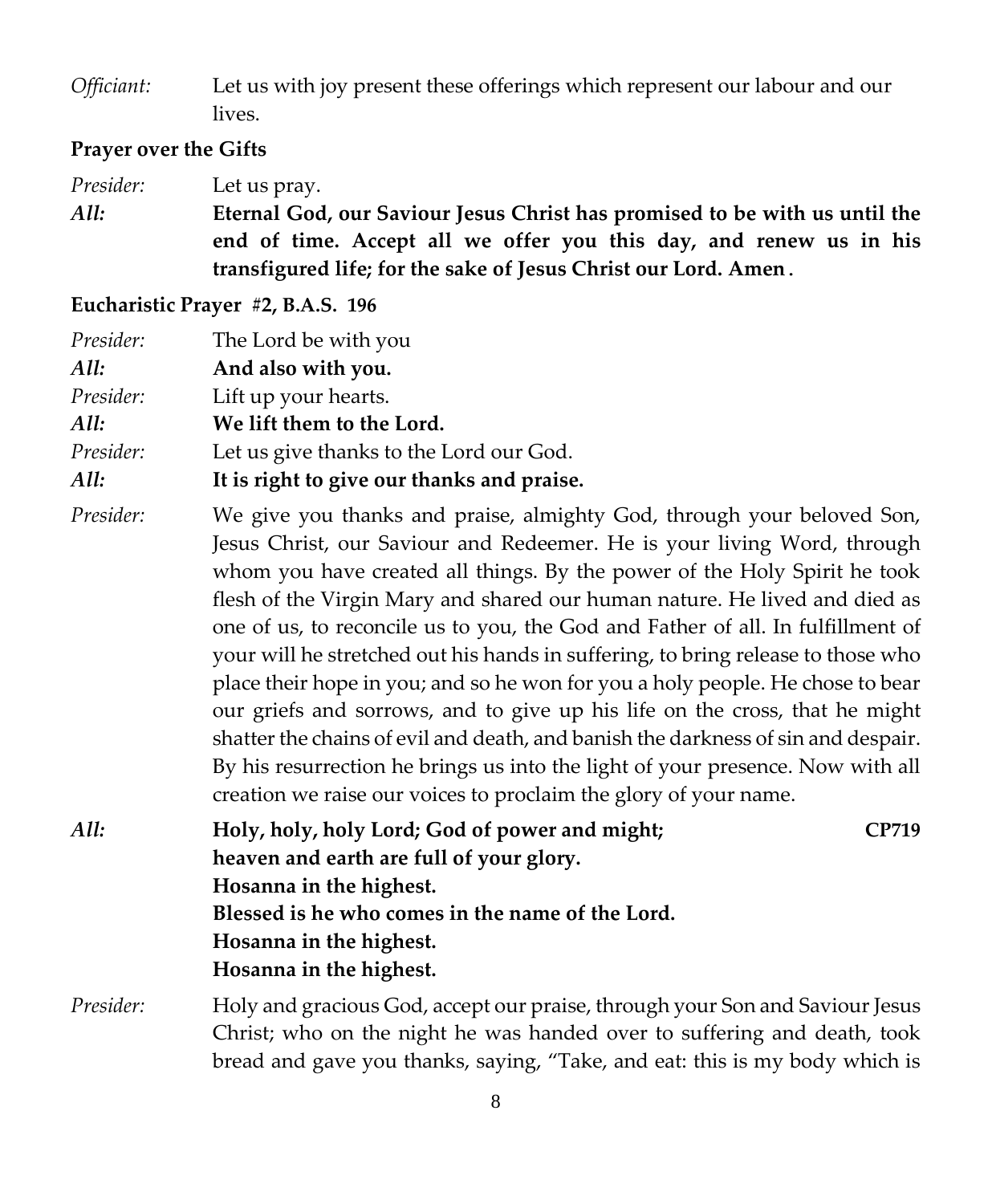*Officiant:* Let us with joy present these offerings which represent our labour and our lives.

**Prayer over the Gifts**

*Presider:* Let us pray.

***All:*** **Eternal God, our Saviour Jesus Christ has promised to be with us until the end of time. Accept all we offer you this day, and renew us in his transfigured life; for the sake of Jesus Christ our Lord. Amen.**

**Eucharistic Prayer #2, B.A.S. 196**

*Presider:* The Lord be with you

***All:*** **And also with you.**

*Presider:* Lift up your hearts.

***All:*** **We lift them to the Lord.**

*Presider:* Let us give thanks to the Lord our God.

***All:*** **It is right to give our thanks and praise.**

*Presider:* We give you thanks and praise, almighty God, through your beloved Son, Jesus Christ, our Saviour and Redeemer. He is your living Word, through whom you have created all things. By the power of the Holy Spirit he took flesh of the Virgin Mary and shared our human nature. He lived and died as one of us, to reconcile us to you, the God and Father of all. In fulfillment of your will he stretched out his hands in suffering, to bring release to those who place their hope in you; and so he won for you a holy people. He chose to bear our griefs and sorrows, and to give up his life on the cross, that he might shatter the chains of evil and death, and banish the darkness of sin and despair. By his resurrection he brings us into the light of your presence. Now with all creation we raise our voices to proclaim the glory of your name.

***All:*** **Holy, holy, holy Lord; God of power and might;** **CP719**
**heaven and earth are full of your glory.**
**Hosanna in the highest.**
**Blessed is he who comes in the name of the Lord.**
**Hosanna in the highest.**
**Hosanna in the highest.**

*Presider:* Holy and gracious God, accept our praise, through your Son and Saviour Jesus Christ; who on the night he was handed over to suffering and death, took bread and gave you thanks, saying, "Take, and eat: this is my body which is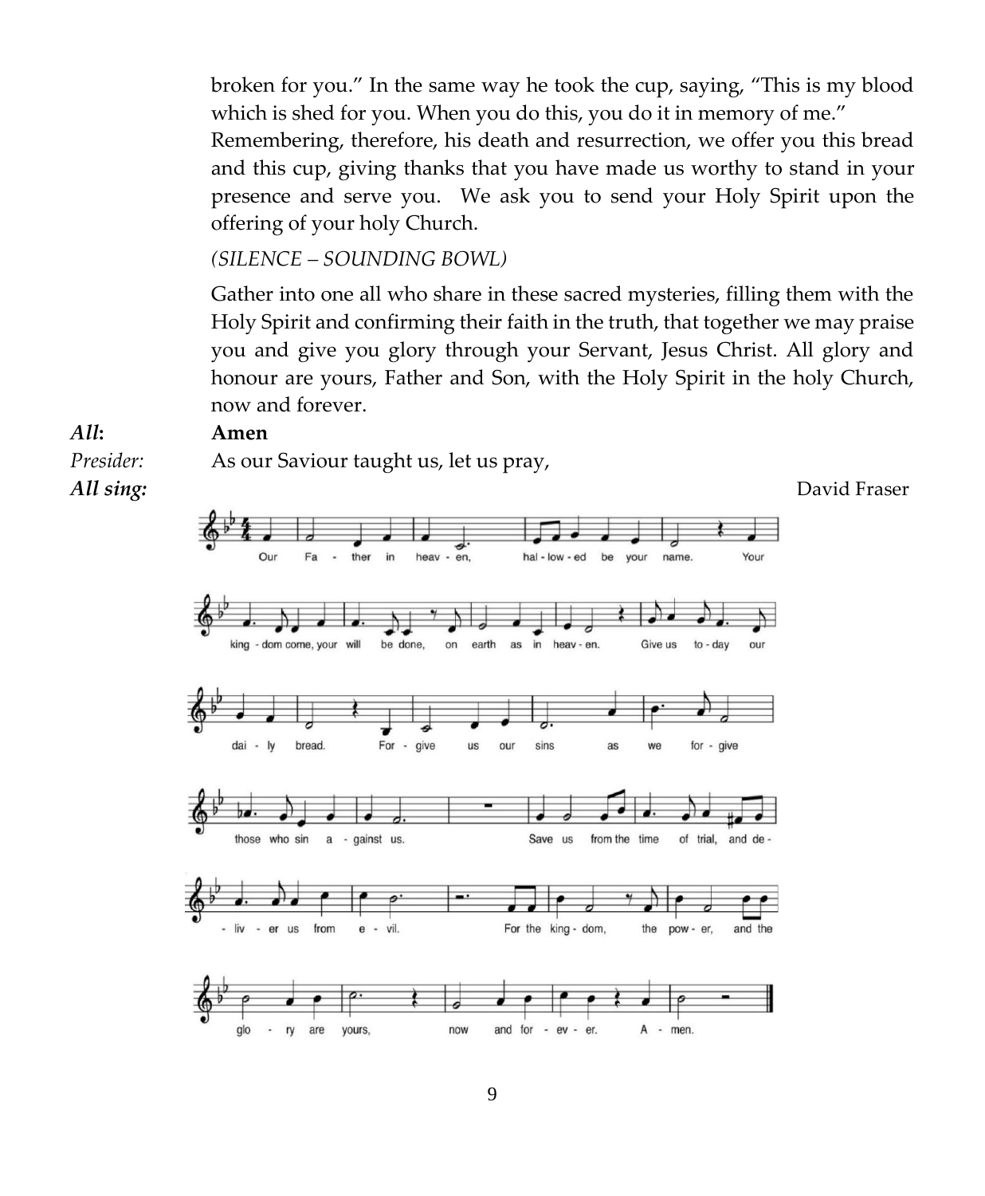broken for you." In the same way he took the cup, saying, "This is my blood which is shed for you. When you do this, you do it in memory of me."

Remembering, therefore, his death and resurrection, we offer you this bread and this cup, giving thanks that you have made us worthy to stand in your presence and serve you. We ask you to send your Holy Spirit upon the offering of your holy Church.

*(SILENCE – SOUNDING BOWL)*

Gather into one all who share in these sacred mysteries, filling them with the Holy Spirit and confirming their faith in the truth, that together we may praise you and give you glory through your Servant, Jesus Christ. All glory and honour are yours, Father and Son, with the Holy Spirit in the holy Church, now and forever.

***All*:** **Amen**

*Presider:* As our Saviour taught us, let us pray,

***All sing:*** David Fraser

Our Father in heaven, hallowed be your name. Your kingdom come, your will be done, on earth as in heaven. Give us today our daily bread. Forgive us our sins as we forgive those who sin against us. Save us from the time of trial, and deliver us from evil. For the kingdom, the power, and the glory are yours, now and for ever. Amen.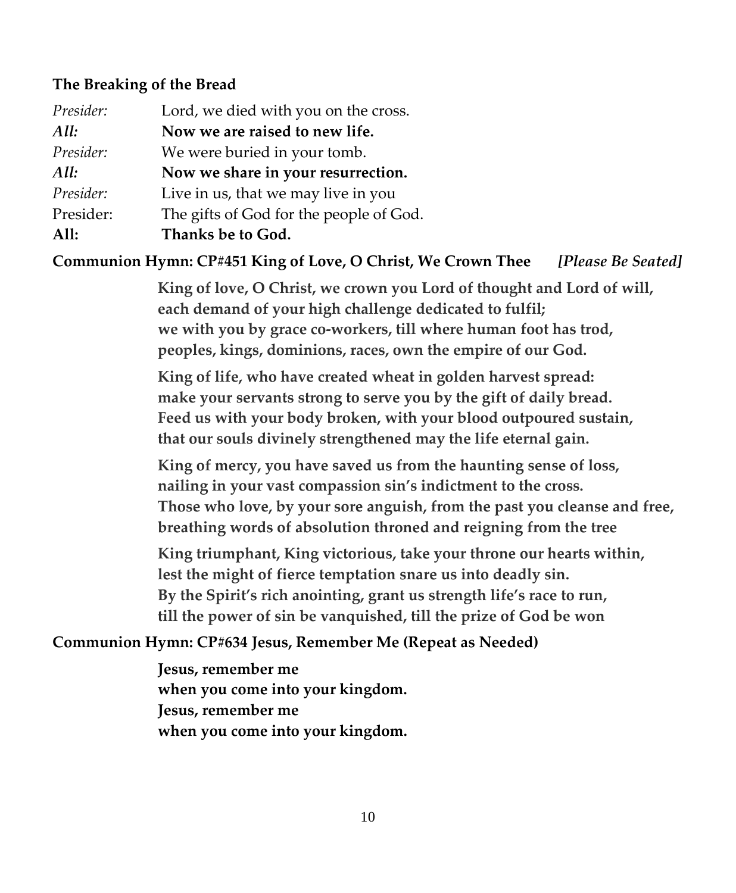**The Breaking of the Bread**

*Presider:* Lord, we died with you on the cross.
***All:*** **Now we are raised to new life.**
*Presider:* We were buried in your tomb.
***All:*** **Now we share in your resurrection.**
*Presider:* Live in us, that we may live in you
Presider: The gifts of God for the people of God.
**All: Thanks be to God.**

**Communion Hymn: CP#451 King of Love, O Christ, We Crown Thee** ***[Please Be Seated]***

**King of love, O Christ, we crown you Lord of thought and Lord of will,**
**each demand of your high challenge dedicated to fulfil;**
**we with you by grace co-workers, till where human foot has trod,**
**peoples, kings, dominions, races, own the empire of our God.**

**King of life, who have created wheat in golden harvest spread:**
**make your servants strong to serve you by the gift of daily bread.**
**Feed us with your body broken, with your blood outpoured sustain,**
**that our souls divinely strengthened may the life eternal gain.**

**King of mercy, you have saved us from the haunting sense of loss,**
**nailing in your vast compassion sin's indictment to the cross.**
**Those who love, by your sore anguish, from the past you cleanse and free,**
**breathing words of absolution throned and reigning from the tree**

**King triumphant, King victorious, take your throne our hearts within,**
**lest the might of fierce temptation snare us into deadly sin.**
**By the Spirit's rich anointing, grant us strength life's race to run,**
**till the power of sin be vanquished, till the prize of God be won**

**Communion Hymn: CP#634 Jesus, Remember Me (Repeat as Needed)**

**Jesus, remember me**
**when you come into your kingdom.**
**Jesus, remember me**
**when you come into your kingdom.**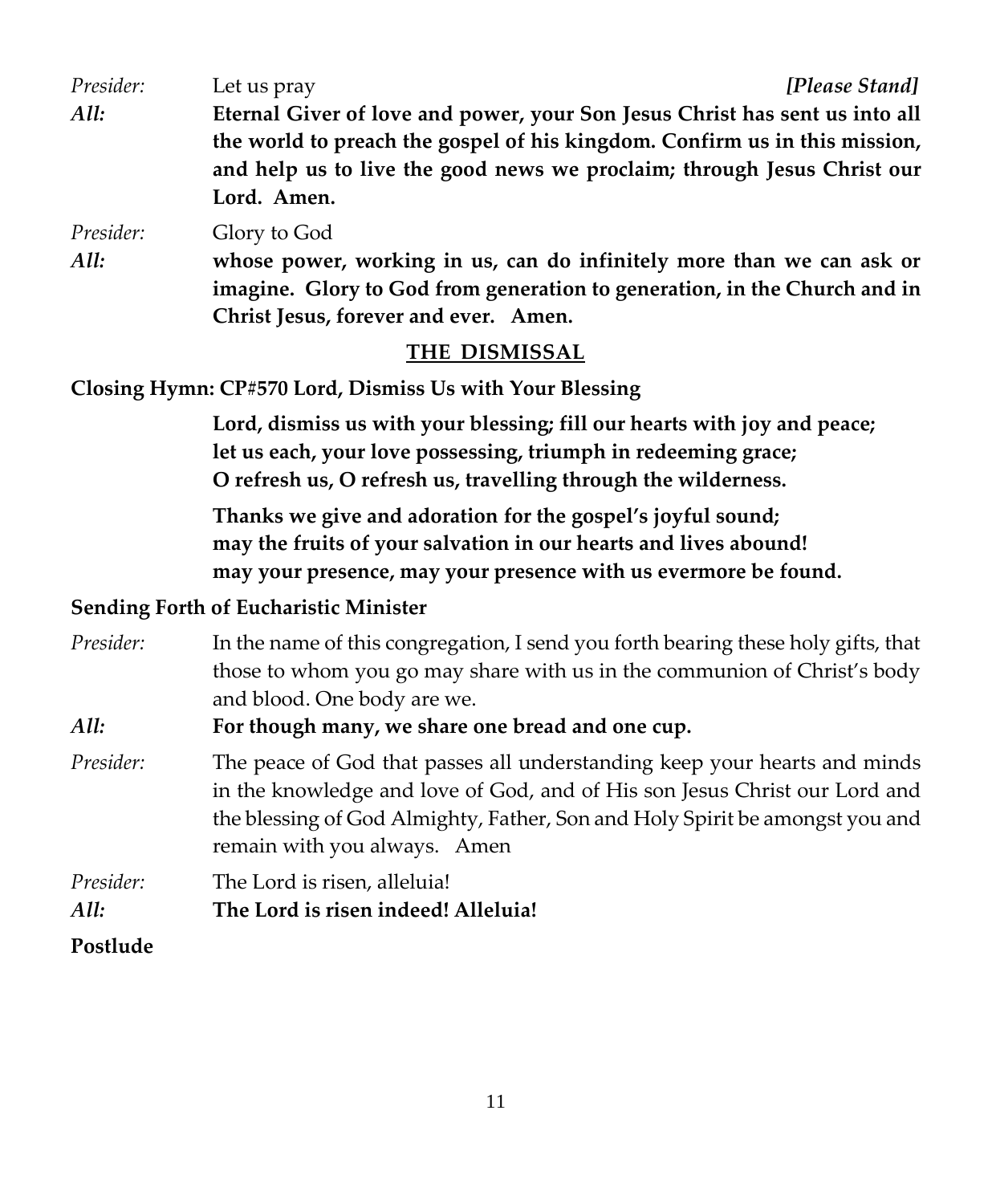*Presider:* Let us pray ***[Please Stand]***

*All:* **Eternal Giver of love and power, your Son Jesus Christ has sent us into all the world to preach the gospel of his kingdom. Confirm us in this mission, and help us to live the good news we proclaim; through Jesus Christ our Lord. Amen.**

*Presider:* Glory to God

*All:* **whose power, working in us, can do infinitely more than we can ask or imagine. Glory to God from generation to generation, in the Church and in Christ Jesus, forever and ever. Amen.**

## THE DISMISSAL

**Closing Hymn: CP#570 Lord, Dismiss Us with Your Blessing**

**Lord, dismiss us with your blessing; fill our hearts with joy and peace;**
**let us each, your love possessing, triumph in redeeming grace;**
**O refresh us, O refresh us, travelling through the wilderness.**

**Thanks we give and adoration for the gospel's joyful sound;**
**may the fruits of your salvation in our hearts and lives abound!**
**may your presence, may your presence with us evermore be found.**

**Sending Forth of Eucharistic Minister**

*Presider:* In the name of this congregation, I send you forth bearing these holy gifts, that those to whom you go may share with us in the communion of Christ's body and blood. One body are we.

*All:* **For though many, we share one bread and one cup.**

*Presider:* The peace of God that passes all understanding keep your hearts and minds in the knowledge and love of God, and of His son Jesus Christ our Lord and the blessing of God Almighty, Father, Son and Holy Spirit be amongst you and remain with you always. Amen

*Presider:* The Lord is risen, alleluia!

*All:* **The Lord is risen indeed! Alleluia!**

**Postlude**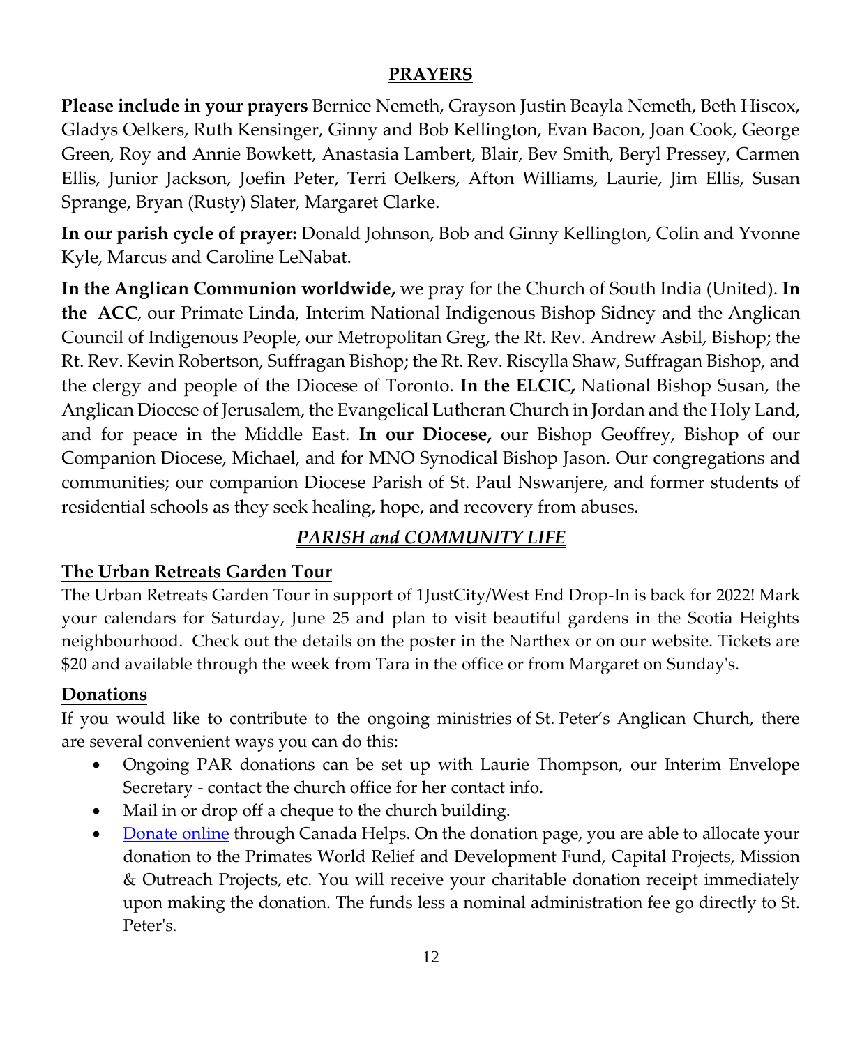## PRAYERS

**Please include in your prayers** Bernice Nemeth, Grayson Justin Beayla Nemeth, Beth Hiscox, Gladys Oelkers, Ruth Kensinger, Ginny and Bob Kellington, Evan Bacon, Joan Cook, George Green, Roy and Annie Bowkett, Anastasia Lambert, Blair, Bev Smith, Beryl Pressey, Carmen Ellis, Junior Jackson, Joefin Peter, Terri Oelkers, Afton Williams, Laurie, Jim Ellis, Susan Sprange, Bryan (Rusty) Slater, Margaret Clarke.

**In our parish cycle of prayer:** Donald Johnson, Bob and Ginny Kellington, Colin and Yvonne Kyle, Marcus and Caroline LeNabat.

**In the Anglican Communion worldwide,** we pray for the Church of South India (United). **In the ACC**, our Primate Linda, Interim National Indigenous Bishop Sidney and the Anglican Council of Indigenous People, our Metropolitan Greg, the Rt. Rev. Andrew Asbil, Bishop; the Rt. Rev. Kevin Robertson, Suffragan Bishop; the Rt. Rev. Riscylla Shaw, Suffragan Bishop, and the clergy and people of the Diocese of Toronto. **In the ELCIC,** National Bishop Susan, the Anglican Diocese of Jerusalem, the Evangelical Lutheran Church in Jordan and the Holy Land, and for peace in the Middle East. **In our Diocese,** our Bishop Geoffrey, Bishop of our Companion Diocese, Michael, and for MNO Synodical Bishop Jason. Our congregations and communities; our companion Diocese Parish of St. Paul Nswanjere, and former students of residential schools as they seek healing, hope, and recovery from abuses.

## *PARISH and COMMUNITY LIFE*

### The Urban Retreats Garden Tour

The Urban Retreats Garden Tour in support of 1JustCity/West End Drop-In is back for 2022! Mark your calendars for Saturday, June 25 and plan to visit beautiful gardens in the Scotia Heights neighbourhood. Check out the details on the poster in the Narthex or on our website. Tickets are $20 and available through the week from Tara in the office or from Margaret on Sunday's.

### Donations

If you would like to contribute to the ongoing ministries of St. Peter's Anglican Church, there are several convenient ways you can do this:

- Ongoing PAR donations can be set up with Laurie Thompson, our Interim Envelope Secretary - contact the church office for her contact info.
- Mail in or drop off a cheque to the church building.
- Donate online through Canada Helps. On the donation page, you are able to allocate your donation to the Primates World Relief and Development Fund, Capital Projects, Mission & Outreach Projects, etc. You will receive your charitable donation receipt immediately upon making the donation. The funds less a nominal administration fee go directly to St. Peter's.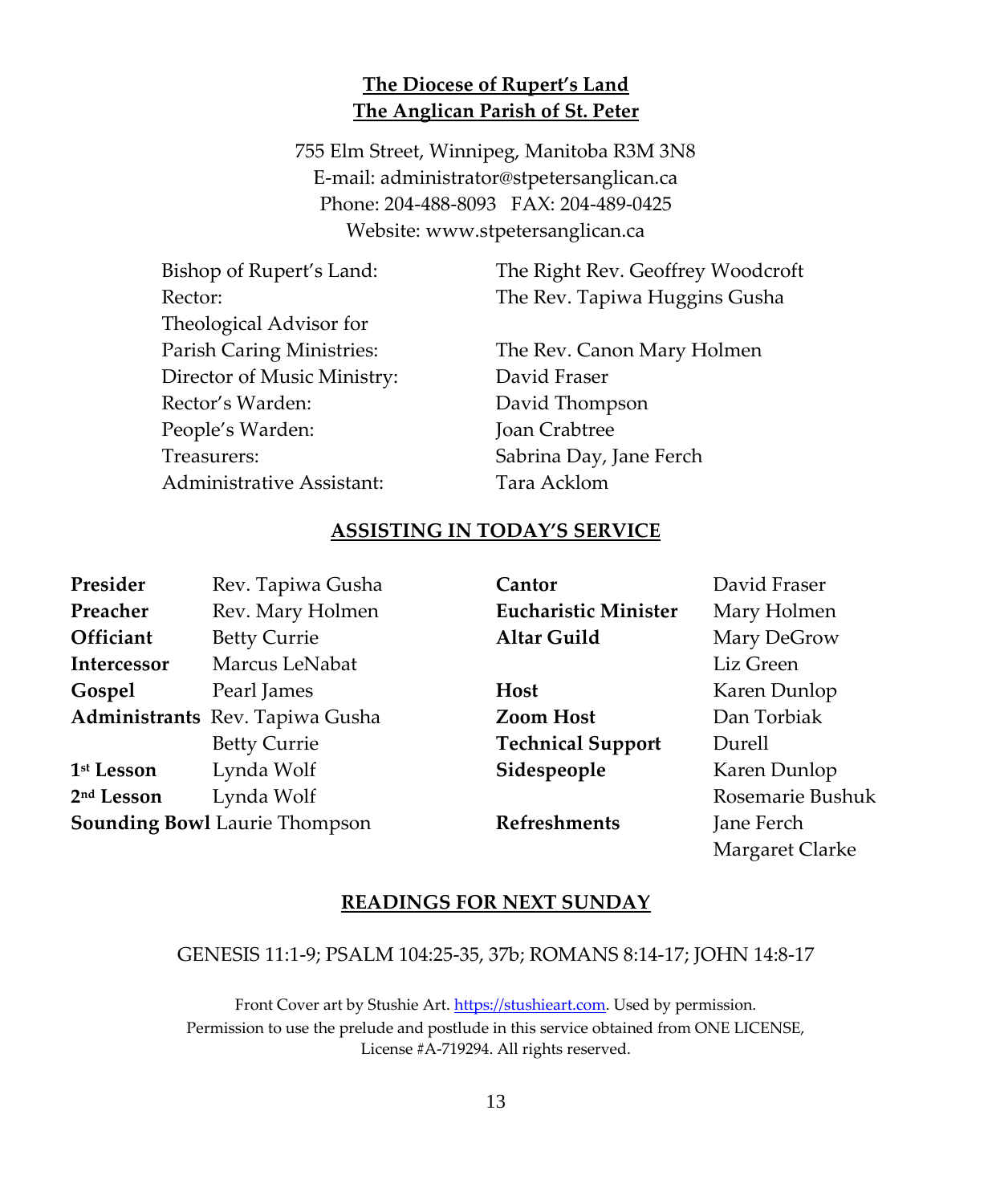## The Diocese of Rupert's Land
## The Anglican Parish of St. Peter

755 Elm Street, Winnipeg, Manitoba R3M 3N8
E-mail: administrator@stpetersanglican.ca
Phone: 204-488-8093 FAX: 204-489-0425
Website: www.stpetersanglican.ca

| | |
|---|---|
| Bishop of Rupert's Land: | The Right Rev. Geoffrey Woodcroft |
| Rector: | The Rev. Tapiwa Huggins Gusha |
| Theological Advisor for Parish Caring Ministries: | The Rev. Canon Mary Holmen |
| Director of Music Ministry: | David Fraser |
| Rector's Warden: | David Thompson |
| People's Warden: | Joan Crabtree |
| Treasurers: | Sabrina Day, Jane Ferch |
| Administrative Assistant: | Tara Acklom |

## ASSISTING IN TODAY'S SERVICE

| | | | |
|---|---|---|---|
| **Presider** | Rev. Tapiwa Gusha | **Cantor** | David Fraser |
| **Preacher** | Rev. Mary Holmen | **Eucharistic Minister** | Mary Holmen |
| **Officiant** | Betty Currie | **Altar Guild** | Mary DeGrow |
| **Intercessor** | Marcus LeNabat | | Liz Green |
| **Gospel** | Pearl James | **Host** | Karen Dunlop |
| **Administrants** | Rev. Tapiwa Gusha | **Zoom Host** | Dan Torbiak |
| | Betty Currie | **Technical Support** | Durell |
| **1st Lesson** | Lynda Wolf | **Sidespeople** | Karen Dunlop |
| **2nd Lesson** | Lynda Wolf | | Rosemarie Bushuk |
| **Sounding Bowl** | Laurie Thompson | **Refreshments** | Jane Ferch |
| | | | Margaret Clarke |

## READINGS FOR NEXT SUNDAY

GENESIS 11:1-9; PSALM 104:25-35, 37b; ROMANS 8:14-17; JOHN 14:8-17

Front Cover art by Stushie Art. https://stushieart.com. Used by permission.
Permission to use the prelude and postlude in this service obtained from ONE LICENSE, License #A-719294. All rights reserved.